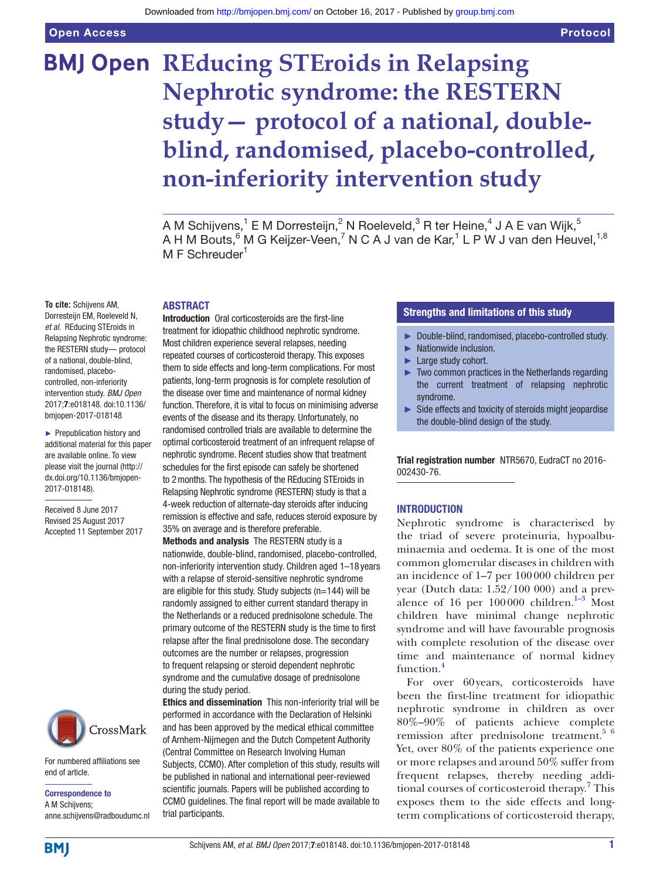# REducing STEroids in Relapsing Nephrotic syndrome: the RESTERN study— protocol of a national, double-blind, randomised, placebo-controlled, non-inferiority intervention study

A M Schijvens,[1] E M Dorresteijn,[2] N Roeleveld,[3] R ter Heine,[4] J A E van Wijk,[5] A H M Bouts,[6] M G Keijzer-Veen,[7] N C A J van de Kar,[1] L P W J van den Heuvel,[1,8] M F Schreuder[1]

**To cite:** Schijvens AM, Dorresteijn EM, Roeleveld N, *et al*. REducing STEroids in Relapsing Nephrotic syndrome: the RESTERN study— protocol of a national, double-blind, randomised, placebo-controlled, non-inferiority intervention study. *BMJ Open* 2017;**7**:e018148. doi:10.1136/bmjopen-2017-018148

► Prepublication history and additional material for this paper are available online. To view please visit the journal (http://dx.doi.org/10.1136/bmjopen-2017-018148).

Received 8 June 2017
Revised 25 August 2017
Accepted 11 September 2017

For numbered affiliations see end of article.

**Correspondence to**
A M Schijvens;
anne.schijvens@radboudumc.nl

## ABSTRACT

**Introduction** Oral corticosteroids are the first-line treatment for idiopathic childhood nephrotic syndrome. Most children experience several relapses, needing repeated courses of corticosteroid therapy. This exposes them to side effects and long-term complications. For most patients, long-term prognosis is for complete resolution of the disease over time and maintenance of normal kidney function. Therefore, it is vital to focus on minimising adverse events of the disease and its therapy. Unfortunately, no randomised controlled trials are available to determine the optimal corticosteroid treatment of an infrequent relapse of nephrotic syndrome. Recent studies show that treatment schedules for the first episode can safely be shortened to 2 months. The hypothesis of the REducing STEroids in Relapsing Nephrotic syndrome (RESTERN) study is that a 4-week reduction of alternate-day steroids after inducing remission is effective and safe, reduces steroid exposure by 35% on average and is therefore preferable.

**Methods and analysis** The RESTERN study is a nationwide, double-blind, randomised, placebo-controlled, non-inferiority intervention study. Children aged 1–18 years with a relapse of steroid-sensitive nephrotic syndrome are eligible for this study. Study subjects (n=144) will be randomly assigned to either current standard therapy in the Netherlands or a reduced prednisolone schedule. The primary outcome of the RESTERN study is the time to first relapse after the final prednisolone dose. The secondary outcomes are the number or relapses, progression to frequent relapsing or steroid dependent nephrotic syndrome and the cumulative dosage of prednisolone during the study period.

**Ethics and dissemination** This non-inferiority trial will be performed in accordance with the Declaration of Helsinki and has been approved by the medical ethical committee of Arnhem-Nijmegen and the Dutch Competent Authority (Central Committee on Research Involving Human Subjects, CCMO). After completion of this study, results will be published in national and international peer-reviewed scientific journals. Papers will be published according to CCMO guidelines. The final report will be made available to trial participants.

## Strengths and limitations of this study

- ► Double-blind, randomised, placebo-controlled study.
- ► Nationwide inclusion.
- ► Large study cohort.
- ► Two common practices in the Netherlands regarding the current treatment of relapsing nephrotic syndrome.
- ► Side effects and toxicity of steroids might jeopardise the double-blind design of the study.

**Trial registration number** NTR5670, EudraCT no 2016-002430-76.

## INTRODUCTION

Nephrotic syndrome is characterised by the triad of severe proteinuria, hypoalbuminaemia and oedema. It is one of the most common glomerular diseases in children with an incidence of 1–7 per 100 000 children per year (Dutch data: 1.52/100 000) and a prevalence of 16 per 100 000 children.[1–3] Most children have minimal change nephrotic syndrome and will have favourable prognosis with complete resolution of the disease over time and maintenance of normal kidney function.[4]

For over 60 years, corticosteroids have been the first-line treatment for idiopathic nephrotic syndrome in children as over 80%–90% of patients achieve complete remission after prednisolone treatment.[5 6] Yet, over 80% of the patients experience one or more relapses and around 50% suffer from frequent relapses, thereby needing additional courses of corticosteroid therapy.[7] This exposes them to the side effects and long-term complications of corticosteroid therapy,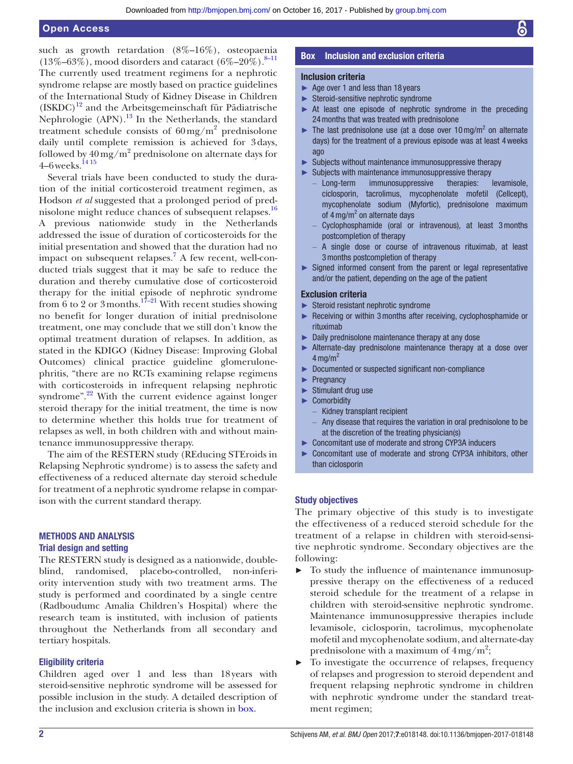such as growth retardation (8%–16%), osteopaenia (13%–63%), mood disorders and cataract (6%–20%).[8–11] The currently used treatment regimens for a nephrotic syndrome relapse are mostly based on practice guidelines of the International Study of Kidney Disease in Children (ISKDC)[12] and the Arbeitsgemeinschaft für Pädiatrische Nephrologie (APN).[13] In the Netherlands, the standard treatment schedule consists of 60 mg/m$^2$ prednisolone daily until complete remission is achieved for 3 days, followed by 40 mg/m$^2$ prednisolone on alternate days for 4–6 weeks.[14 15]

Several trials have been conducted to study the duration of the initial corticosteroid treatment regimen, as Hodson *et al* suggested that a prolonged period of prednisolone might reduce chances of subsequent relapses.[16] A previous nationwide study in the Netherlands addressed the issue of duration of corticosteroids for the initial presentation and showed that the duration had no impact on subsequent relapses.[7] A few recent, well-conducted trials suggest that it may be safe to reduce the duration and thereby cumulative dose of corticosteroid therapy for the initial episode of nephrotic syndrome from 6 to 2 or 3 months.[17–21] With recent studies showing no benefit for longer duration of initial prednisolone treatment, one may conclude that we still don't know the optimal treatment duration of relapses. In addition, as stated in the KDIGO (Kidney Disease: Improving Global Outcomes) clinical practice guideline glomerulonephritis, "there are no RCTs examining relapse regimens with corticosteroids in infrequent relapsing nephrotic syndrome".[22] With the current evidence against longer steroid therapy for the initial treatment, the time is now to determine whether this holds true for treatment of relapses as well, in both children with and without maintenance immunosuppressive therapy.

The aim of the RESTERN study (REducing STEroids in Relapsing Nephrotic syndrome) is to assess the safety and effectiveness of a reduced alternate day steroid schedule for treatment of a nephrotic syndrome relapse in comparison with the current standard therapy.

## METHODS AND ANALYSIS

### Trial design and setting

The RESTERN study is designed as a nationwide, double-blind, randomised, placebo-controlled, non-inferiority intervention study with two treatment arms. The study is performed and coordinated by a single centre (Radboudumc Amalia Children's Hospital) where the research team is instituted, with inclusion of patients throughout the Netherlands from all secondary and tertiary hospitals.

### Eligibility criteria

Children aged over 1 and less than 18 years with steroid-sensitive nephrotic syndrome will be assessed for possible inclusion in the study. A detailed description of the inclusion and exclusion criteria is shown in box.

**Box Inclusion and exclusion criteria**

**Inclusion criteria**

- Age over 1 and less than 18 years
- Steroid-sensitive nephrotic syndrome
- At least one episode of nephrotic syndrome in the preceding 24 months that was treated with prednisolone
- The last prednisolone use (at a dose over 10 mg/m$^2$ on alternate days) for the treatment of a previous episode was at least 4 weeks ago
- Subjects without maintenance immunosuppressive therapy
- Subjects with maintenance immunosuppressive therapy
  - Long-term immunosuppressive therapies: levamisole, ciclosporin, tacrolimus, mycophenolate mofetil (Cellcept), mycophenolate sodium (Myfortic), prednisolone maximum of 4 mg/m$^2$ on alternate days
  - Cyclophosphamide (oral or intravenous), at least 3 months postcompletion of therapy
  - A single dose or course of intravenous rituximab, at least 3 months postcompletion of therapy
- Signed informed consent from the parent or legal representative and/or the patient, depending on the age of the patient

**Exclusion criteria**

- Steroid resistant nephrotic syndrome
- Receiving or within 3 months after receiving, cyclophosphamide or rituximab
- Daily prednisolone maintenance therapy at any dose
- Alternate-day prednisolone maintenance therapy at a dose over 4 mg/m$^2$
- Documented or suspected significant non-compliance
- Pregnancy
- Stimulant drug use
- Comorbidity
  - Kidney transplant recipient
  - Any disease that requires the variation in oral prednisolone to be at the discretion of the treating physician(s)
- Concomitant use of moderate and strong CYP3A inducers
- Concomitant use of moderate and strong CYP3A inhibitors, other than ciclosporin

### Study objectives

The primary objective of this study is to investigate the effectiveness of a reduced steroid schedule for the treatment of a relapse in children with steroid-sensitive nephrotic syndrome. Secondary objectives are the following:

- To study the influence of maintenance immunosuppressive therapy on the effectiveness of a reduced steroid schedule for the treatment of a relapse in children with steroid-sensitive nephrotic syndrome. Maintenance immunosuppressive therapies include levamisole, ciclosporin, tacrolimus, mycophenolate mofetil and mycophenolate sodium, and alternate-day prednisolone with a maximum of 4 mg/m$^2$;
- To investigate the occurrence of relapses, frequency of relapses and progression to steroid dependent and frequent relapsing nephrotic syndrome in children with nephrotic syndrome under the standard treatment regimen;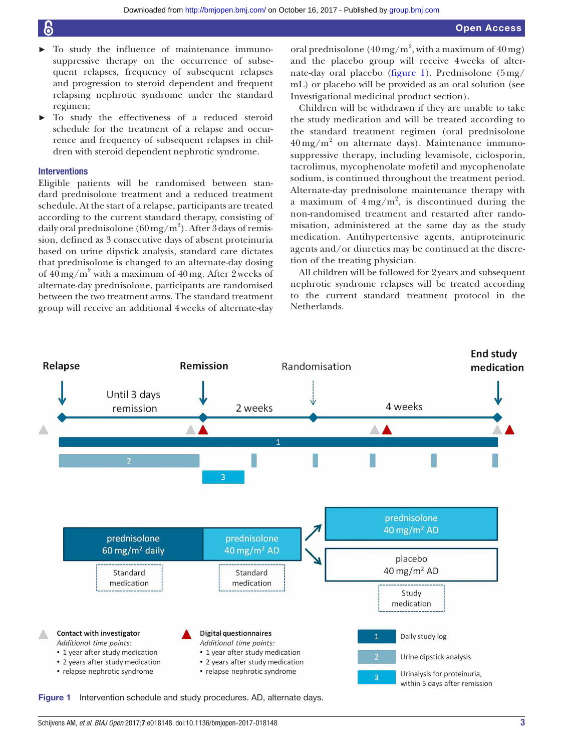- To study the influence of maintenance immunosuppressive therapy on the occurrence of subsequent relapses, frequency of subsequent relapses and progression to steroid dependent and frequent relapsing nephrotic syndrome under the standard regimen;
- To study the effectiveness of a reduced steroid schedule for the treatment of a relapse and occurrence and frequency of subsequent relapses in children with steroid dependent nephrotic syndrome.

### Interventions

Eligible patients will be randomised between standard prednisolone treatment and a reduced treatment schedule. At the start of a relapse, participants are treated according to the current standard therapy, consisting of daily oral prednisolone (60 mg/m$^2$). After 3 days of remission, defined as 3 consecutive days of absent proteinuria based on urine dipstick analysis, standard care dictates that prednisolone is changed to an alternate-day dosing of 40 mg/m$^2$ with a maximum of 40 mg. After 2 weeks of alternate-day prednisolone, participants are randomised between the two treatment arms. The standard treatment group will receive an additional 4 weeks of alternate-day oral prednisolone (40 mg/m$^2$, with a maximum of 40 mg) and the placebo group will receive 4 weeks of alternate-day oral placebo (figure 1). Prednisolone (5 mg/mL) or placebo will be provided as an oral solution (see Investigational medicinal product section).

Children will be withdrawn if they are unable to take the study medication and will be treated according to the standard treatment regimen (oral prednisolone 40 mg/m$^2$ on alternate days). Maintenance immunosuppressive therapy, including levamisole, ciclosporin, tacrolimus, mycophenolate mofetil and mycophenolate sodium, is continued throughout the treatment period. Alternate-day prednisolone maintenance therapy with a maximum of 4 mg/m$^2$, is discontinued during the non-randomised treatment and restarted after randomisation, administered at the same day as the study medication. Antihypertensive agents, antiproteinuric agents and/or diuretics may be continued at the discretion of the treating physician.

All children will be followed for 2 years and subsequent nephrotic syndrome relapses will be treated according to the current standard treatment protocol in the Netherlands.

**Figure 1** Intervention schedule and study procedures. AD, alternate days.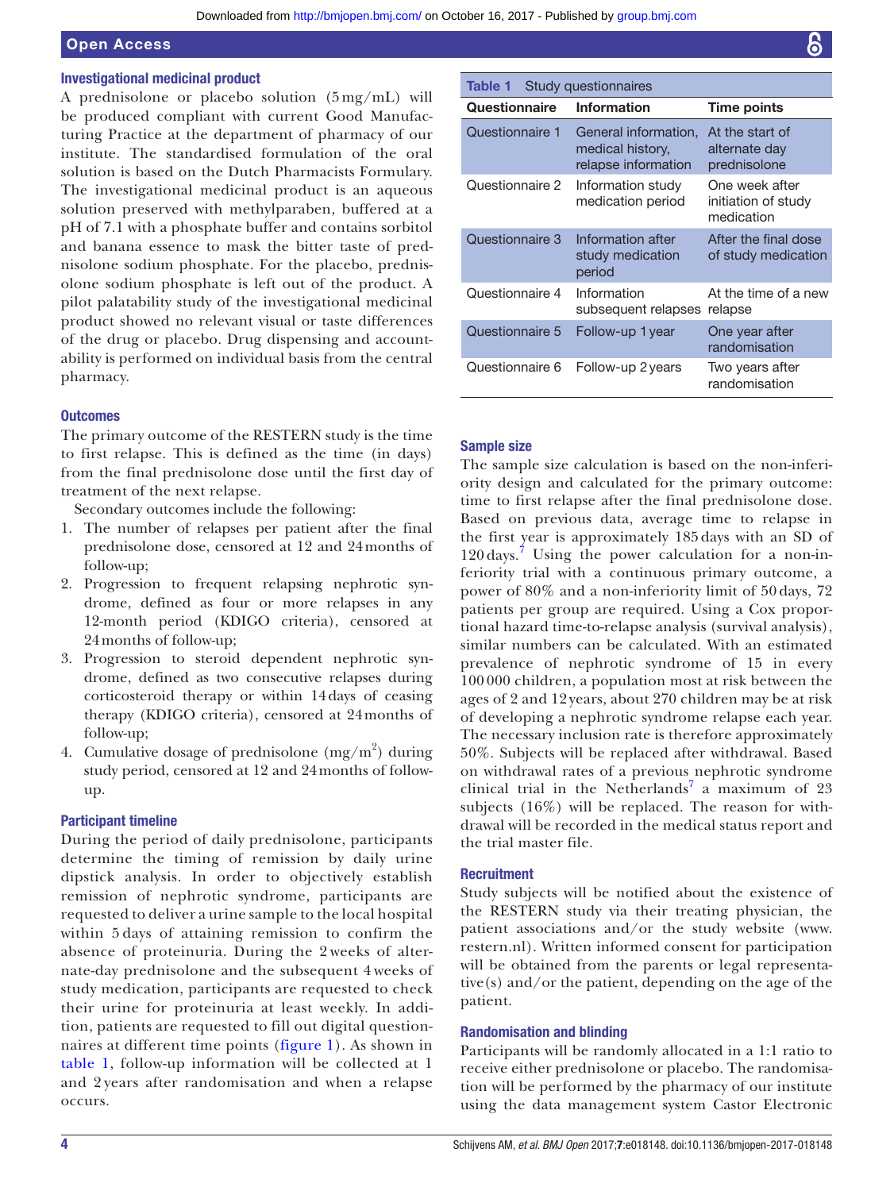### Investigational medicinal product

A prednisolone or placebo solution (5 mg/mL) will be produced compliant with current Good Manufacturing Practice at the department of pharmacy of our institute. The standardised formulation of the oral solution is based on the Dutch Pharmacists Formulary. The investigational medicinal product is an aqueous solution preserved with methylparaben, buffered at a pH of 7.1 with a phosphate buffer and contains sorbitol and banana essence to mask the bitter taste of prednisolone sodium phosphate. For the placebo, prednisolone sodium phosphate is left out of the product. A pilot palatability study of the investigational medicinal product showed no relevant visual or taste differences of the drug or placebo. Drug dispensing and accountability is performed on individual basis from the central pharmacy.

### Outcomes

The primary outcome of the RESTERN study is the time to first relapse. This is defined as the time (in days) from the final prednisolone dose until the first day of treatment of the next relapse.

Secondary outcomes include the following:

1. The number of relapses per patient after the final prednisolone dose, censored at 12 and 24 months of follow-up;
2. Progression to frequent relapsing nephrotic syndrome, defined as four or more relapses in any 12-month period (KDIGO criteria), censored at 24 months of follow-up;
3. Progression to steroid dependent nephrotic syndrome, defined as two consecutive relapses during corticosteroid therapy or within 14 days of ceasing therapy (KDIGO criteria), censored at 24 months of follow-up;
4. Cumulative dosage of prednisolone (mg/m$^2$) during study period, censored at 12 and 24 months of follow-up.

### Participant timeline

During the period of daily prednisolone, participants determine the timing of remission by daily urine dipstick analysis. In order to objectively establish remission of nephrotic syndrome, participants are requested to deliver a urine sample to the local hospital within 5 days of attaining remission to confirm the absence of proteinuria. During the 2 weeks of alternate-day prednisolone and the subsequent 4 weeks of study medication, participants are requested to check their urine for proteinuria at least weekly. In addition, patients are requested to fill out digital questionnaires at different time points (figure 1). As shown in table 1, follow-up information will be collected at 1 and 2 years after randomisation and when a relapse occurs.

**Table 1** Study questionnaires

| Questionnaire | Information | Time points |
|---|---|---|
| Questionnaire 1 | General information, medical history, relapse information | At the start of alternate day prednisolone |
| Questionnaire 2 | Information study medication period | One week after initiation of study medication |
| Questionnaire 3 | Information after study medication period | After the final dose of study medication |
| Questionnaire 4 | Information subsequent relapses | At the time of a new relapse |
| Questionnaire 5 | Follow-up 1 year | One year after randomisation |
| Questionnaire 6 | Follow-up 2 years | Two years after randomisation |

### Sample size

The sample size calculation is based on the non-inferiority design and calculated for the primary outcome: time to first relapse after the final prednisolone dose. Based on previous data, average time to relapse in the first year is approximately 185 days with an SD of 120 days.[7] Using the power calculation for a non-inferiority trial with a continuous primary outcome, a power of 80% and a non-inferiority limit of 50 days, 72 patients per group are required. Using a Cox proportional hazard time-to-relapse analysis (survival analysis), similar numbers can be calculated. With an estimated prevalence of nephrotic syndrome of 15 in every 100 000 children, a population most at risk between the ages of 2 and 12 years, about 270 children may be at risk of developing a nephrotic syndrome relapse each year. The necessary inclusion rate is therefore approximately 50%. Subjects will be replaced after withdrawal. Based on withdrawal rates of a previous nephrotic syndrome clinical trial in the Netherlands[7] a maximum of 23 subjects (16%) will be replaced. The reason for withdrawal will be recorded in the medical status report and the trial master file.

### Recruitment

Study subjects will be notified about the existence of the RESTERN study via their treating physician, the patient associations and/or the study website (www.restern.nl). Written informed consent for participation will be obtained from the parents or legal representative(s) and/or the patient, depending on the age of the patient.

### Randomisation and blinding

Participants will be randomly allocated in a 1:1 ratio to receive either prednisolone or placebo. The randomisation will be performed by the pharmacy of our institute using the data management system Castor Electronic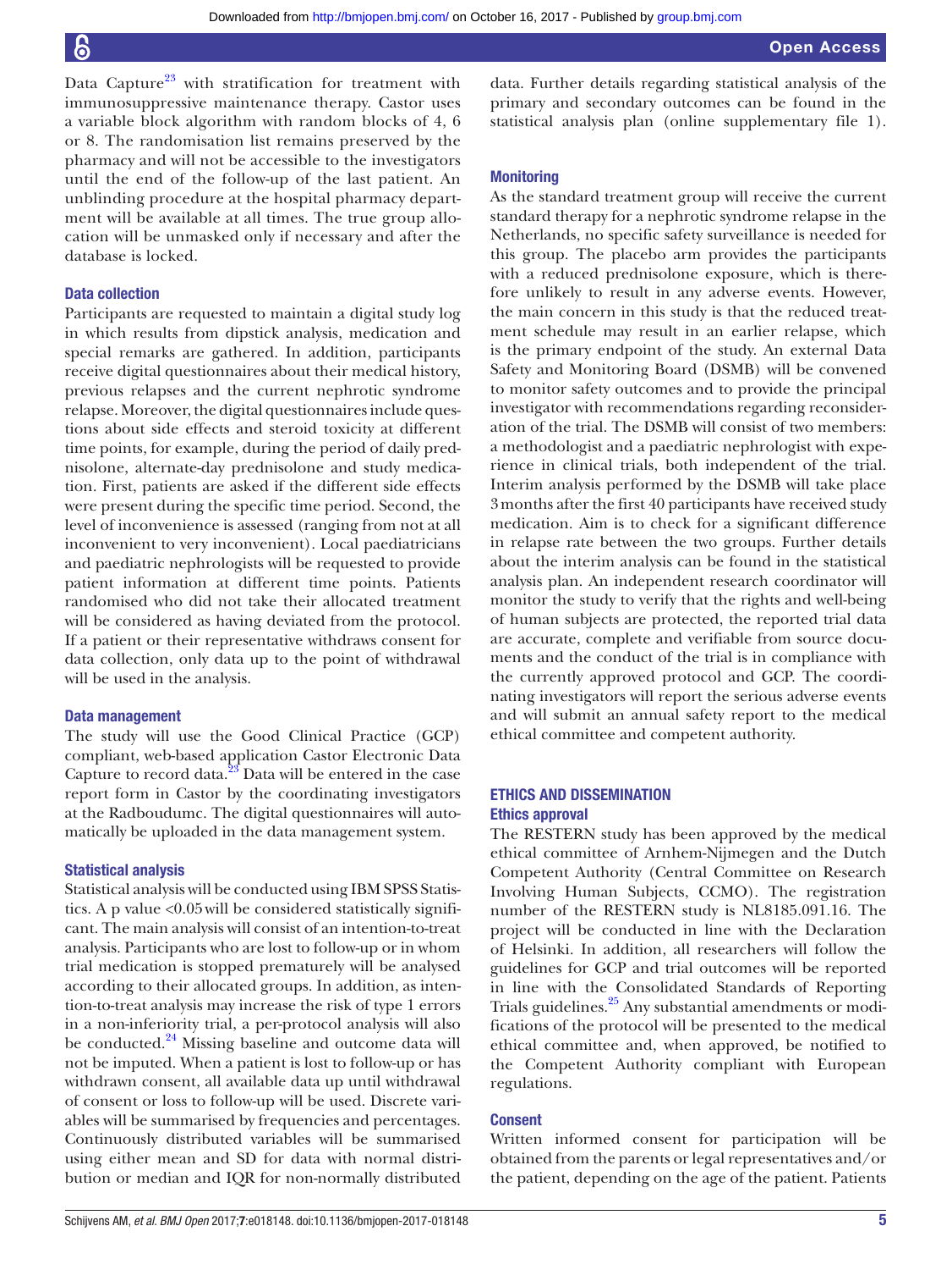Data Capture[23] with stratification for treatment with immunosuppressive maintenance therapy. Castor uses a variable block algorithm with random blocks of 4, 6 or 8. The randomisation list remains preserved by the pharmacy and will not be accessible to the investigators until the end of the follow-up of the last patient. An unblinding procedure at the hospital pharmacy department will be available at all times. The true group allocation will be unmasked only if necessary and after the database is locked.

### Data collection

Participants are requested to maintain a digital study log in which results from dipstick analysis, medication and special remarks are gathered. In addition, participants receive digital questionnaires about their medical history, previous relapses and the current nephrotic syndrome relapse. Moreover, the digital questionnaires include questions about side effects and steroid toxicity at different time points, for example, during the period of daily prednisolone, alternate-day prednisolone and study medication. First, patients are asked if the different side effects were present during the specific time period. Second, the level of inconvenience is assessed (ranging from not at all inconvenient to very inconvenient). Local paediatricians and paediatric nephrologists will be requested to provide patient information at different time points. Patients randomised who did not take their allocated treatment will be considered as having deviated from the protocol. If a patient or their representative withdraws consent for data collection, only data up to the point of withdrawal will be used in the analysis.

### Data management

The study will use the Good Clinical Practice (GCP) compliant, web-based application Castor Electronic Data Capture to record data.[23] Data will be entered in the case report form in Castor by the coordinating investigators at the Radboudumc. The digital questionnaires will automatically be uploaded in the data management system.

### Statistical analysis

Statistical analysis will be conducted using IBM SPSS Statistics. A p value <0.05 will be considered statistically significant. The main analysis will consist of an intention-to-treat analysis. Participants who are lost to follow-up or in whom trial medication is stopped prematurely will be analysed according to their allocated groups. In addition, as intention-to-treat analysis may increase the risk of type 1 errors in a non-inferiority trial, a per-protocol analysis will also be conducted.[24] Missing baseline and outcome data will not be imputed. When a patient is lost to follow-up or has withdrawn consent, all available data up until withdrawal of consent or loss to follow-up will be used. Discrete variables will be summarised by frequencies and percentages. Continuously distributed variables will be summarised using either mean and SD for data with normal distribution or median and IQR for non-normally distributed data. Further details regarding statistical analysis of the primary and secondary outcomes can be found in the statistical analysis plan (online supplementary file 1).

### Monitoring

As the standard treatment group will receive the current standard therapy for a nephrotic syndrome relapse in the Netherlands, no specific safety surveillance is needed for this group. The placebo arm provides the participants with a reduced prednisolone exposure, which is therefore unlikely to result in any adverse events. However, the main concern in this study is that the reduced treatment schedule may result in an earlier relapse, which is the primary endpoint of the study. An external Data Safety and Monitoring Board (DSMB) will be convened to monitor safety outcomes and to provide the principal investigator with recommendations regarding reconsideration of the trial. The DSMB will consist of two members: a methodologist and a paediatric nephrologist with experience in clinical trials, both independent of the trial. Interim analysis performed by the DSMB will take place 3 months after the first 40 participants have received study medication. Aim is to check for a significant difference in relapse rate between the two groups. Further details about the interim analysis can be found in the statistical analysis plan. An independent research coordinator will monitor the study to verify that the rights and well-being of human subjects are protected, the reported trial data are accurate, complete and verifiable from source documents and the conduct of the trial is in compliance with the currently approved protocol and GCP. The coordinating investigators will report the serious adverse events and will submit an annual safety report to the medical ethical committee and competent authority.

## ETHICS AND DISSEMINATION

### Ethics approval

The RESTERN study has been approved by the medical ethical committee of Arnhem-Nijmegen and the Dutch Competent Authority (Central Committee on Research Involving Human Subjects, CCMO). The registration number of the RESTERN study is NL8185.091.16. The project will be conducted in line with the Declaration of Helsinki. In addition, all researchers will follow the guidelines for GCP and trial outcomes will be reported in line with the Consolidated Standards of Reporting Trials guidelines.[25] Any substantial amendments or modifications of the protocol will be presented to the medical ethical committee and, when approved, be notified to the Competent Authority compliant with European regulations.

### Consent

Written informed consent for participation will be obtained from the parents or legal representatives and/or the patient, depending on the age of the patient. Patients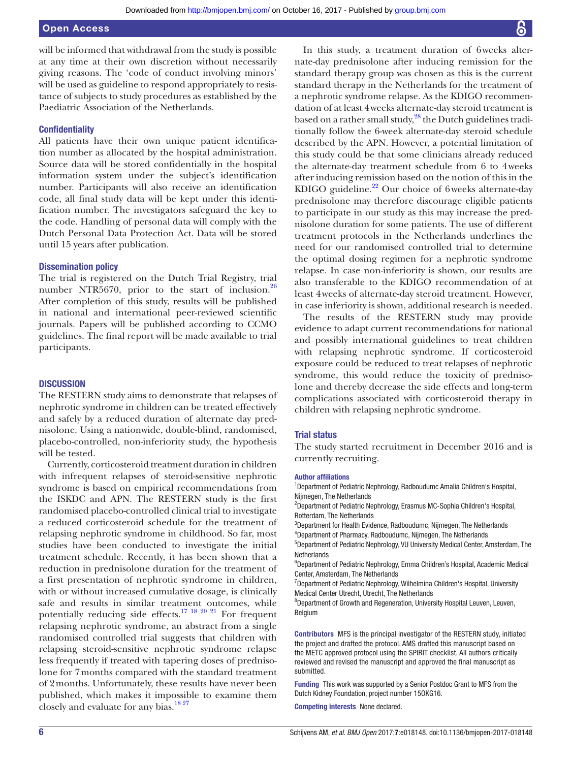will be informed that withdrawal from the study is possible at any time at their own discretion without necessarily giving reasons. The 'code of conduct involving minors' will be used as guideline to respond appropriately to resistance of subjects to study procedures as established by the Paediatric Association of the Netherlands.

### Confidentiality

All patients have their own unique patient identification number as allocated by the hospital administration. Source data will be stored confidentially in the hospital information system under the subject's identification number. Participants will also receive an identification code, all final study data will be kept under this identification number. The investigators safeguard the key to the code. Handling of personal data will comply with the Dutch Personal Data Protection Act. Data will be stored until 15 years after publication.

### Dissemination policy

The trial is registered on the Dutch Trial Registry, trial number NTR5670, prior to the start of inclusion.[26] After completion of this study, results will be published in national and international peer-reviewed scientific journals. Papers will be published according to CCMO guidelines. The final report will be made available to trial participants.

## DISCUSSION

The RESTERN study aims to demonstrate that relapses of nephrotic syndrome in children can be treated effectively and safely by a reduced duration of alternate day prednisolone. Using a nationwide, double-blind, randomised, placebo-controlled, non-inferiority study, the hypothesis will be tested.

Currently, corticosteroid treatment duration in children with infrequent relapses of steroid-sensitive nephrotic syndrome is based on empirical recommendations from the ISKDC and APN. The RESTERN study is the first randomised placebo-controlled clinical trial to investigate a reduced corticosteroid schedule for the treatment of relapsing nephrotic syndrome in childhood. So far, most studies have been conducted to investigate the initial treatment schedule. Recently, it has been shown that a reduction in prednisolone duration for the treatment of a first presentation of nephrotic syndrome in children, with or without increased cumulative dosage, is clinically safe and results in similar treatment outcomes, while potentially reducing side effects.[17 18 20 21] For frequent relapsing nephrotic syndrome, an abstract from a single randomised controlled trial suggests that children with relapsing steroid-sensitive nephrotic syndrome relapse less frequently if treated with tapering doses of prednisolone for 7 months compared with the standard treatment of 2 months. Unfortunately, these results have never been published, which makes it impossible to examine them closely and evaluate for any bias.[18 27]

In this study, a treatment duration of 6 weeks alternate-day prednisolone after inducing remission for the standard therapy group was chosen as this is the current standard therapy in the Netherlands for the treatment of a nephrotic syndrome relapse. As the KDIGO recommendation of at least 4 weeks alternate-day steroid treatment is based on a rather small study,[28] the Dutch guidelines traditionally follow the 6-week alternate-day steroid schedule described by the APN. However, a potential limitation of this study could be that some clinicians already reduced the alternate-day treatment schedule from 6 to 4 weeks after inducing remission based on the notion of this in the KDIGO guideline.[22] Our choice of 6 weeks alternate-day prednisolone may therefore discourage eligible patients to participate in our study as this may increase the prednisolone duration for some patients. The use of different treatment protocols in the Netherlands underlines the need for our randomised controlled trial to determine the optimal dosing regimen for a nephrotic syndrome relapse. In case non-inferiority is shown, our results are also transferable to the KDIGO recommendation of at least 4 weeks of alternate-day steroid treatment. However, in case inferiority is shown, additional research is needed.

The results of the RESTERN study may provide evidence to adapt current recommendations for national and possibly international guidelines to treat children with relapsing nephrotic syndrome. If corticosteroid exposure could be reduced to treat relapses of nephrotic syndrome, this would reduce the toxicity of prednisolone and thereby decrease the side effects and long-term complications associated with corticosteroid therapy in children with relapsing nephrotic syndrome.

### Trial status

The study started recruitment in December 2016 and is currently recruiting.

#### Author affiliations

[1]Department of Pediatric Nephrology, Radboudumc Amalia Children's Hospital, Nijmegen, The Netherlands
[2]Department of Pediatric Nephrology, Erasmus MC-Sophia Children's Hospital, Rotterdam, The Netherlands
[3]Department for Health Evidence, Radboudumc, Nijmegen, The Netherlands
[4]Department of Pharmacy, Radboudumc, Nijmegen, The Netherlands
[5]Department of Pediatric Nephrology, VU University Medical Center, Amsterdam, The Netherlands
[6]Department of Pediatric Nephrology, Emma Children's Hospital, Academic Medical Center, Amsterdam, The Netherlands
[7]Department of Pediatric Nephrology, Wilhelmina Children's Hospital, University Medical Center Utrecht, Utrecht, The Netherlands
[8]Department of Growth and Regeneration, University Hospital Leuven, Leuven, Belgium

**Contributors** MFS is the principal investigator of the RESTERN study, initiated the project and drafted the protocol. AMS drafted this manuscript based on the METC approved protocol using the SPIRIT checklist. All authors critically reviewed and revised the manuscript and approved the final manuscript as submitted.

**Funding** This work was supported by a Senior Postdoc Grant to MFS from the Dutch Kidney Foundation, project number 15OKG16.

**Competing interests** None declared.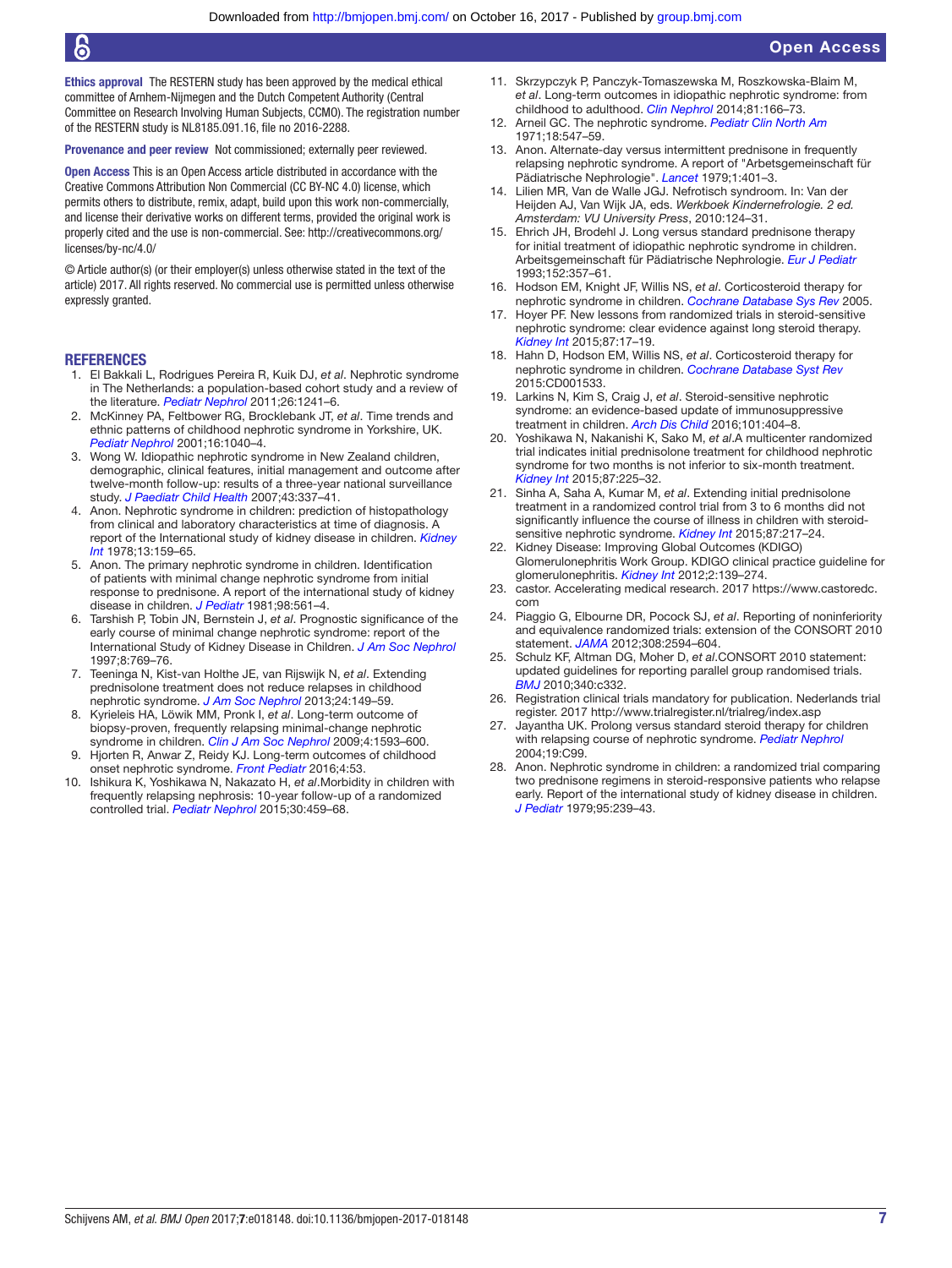**Ethics approval** The RESTERN study has been approved by the medical ethical committee of Arnhem-Nijmegen and the Dutch Competent Authority (Central Committee on Research Involving Human Subjects, CCMO). The registration number of the RESTERN study is NL8185.091.16, file no 2016-2288.

**Provenance and peer review** Not commissioned; externally peer reviewed.

**Open Access** This is an Open Access article distributed in accordance with the Creative Commons Attribution Non Commercial (CC BY-NC 4.0) license, which permits others to distribute, remix, adapt, build upon this work non-commercially, and license their derivative works on different terms, provided the original work is properly cited and the use is non-commercial. See: http://creativecommons.org/licenses/by-nc/4.0/

© Article author(s) (or their employer(s) unless otherwise stated in the text of the article) 2017. All rights reserved. No commercial use is permitted unless otherwise expressly granted.

## REFERENCES

1. El Bakkali L, Rodrigues Pereira R, Kuik DJ, *et al*. Nephrotic syndrome in The Netherlands: a population-based cohort study and a review of the literature. *Pediatr Nephrol* 2011;26:1241–6.
2. McKinney PA, Feltbower RG, Brocklebank JT, *et al*. Time trends and ethnic patterns of childhood nephrotic syndrome in Yorkshire, UK. *Pediatr Nephrol* 2001;16:1040–4.
3. Wong W. Idiopathic nephrotic syndrome in New Zealand children, demographic, clinical features, initial management and outcome after twelve-month follow-up: results of a three-year national surveillance study. *J Paediatr Child Health* 2007;43:337–41.
4. Anon. Nephrotic syndrome in children: prediction of histopathology from clinical and laboratory characteristics at time of diagnosis. A report of the International study of kidney disease in children. *Kidney Int* 1978;13:159–65.
5. Anon. The primary nephrotic syndrome in children. Identification of patients with minimal change nephrotic syndrome from initial response to prednisone. A report of the international study of kidney disease in children. *J Pediatr* 1981;98:561–4.
6. Tarshish P, Tobin JN, Bernstein J, *et al*. Prognostic significance of the early course of minimal change nephrotic syndrome: report of the International Study of Kidney Disease in Children. *J Am Soc Nephrol* 1997;8:769–76.
7. Teeninga N, Kist-van Holthe JE, van Rijswijk N, *et al*. Extending prednisolone treatment does not reduce relapses in childhood nephrotic syndrome. *J Am Soc Nephrol* 2013;24:149–59.
8. Kyrieleis HA, Löwik MM, Pronk I, *et al*. Long-term outcome of biopsy-proven, frequently relapsing minimal-change nephrotic syndrome in children. *Clin J Am Soc Nephrol* 2009;4:1593–600.
9. Hjorten R, Anwar Z, Reidy KJ. Long-term outcomes of childhood onset nephrotic syndrome. *Front Pediatr* 2016;4:53.
10. Ishikura K, Yoshikawa N, Nakazato H, *et al*.Morbidity in children with frequently relapsing nephrosis: 10-year follow-up of a randomized controlled trial. *Pediatr Nephrol* 2015;30:459–68.
11. Skrzypczyk P, Panczyk-Tomaszewska M, Roszkowska-Blaim M, *et al*. Long-term outcomes in idiopathic nephrotic syndrome: from childhood to adulthood. *Clin Nephrol* 2014;81:166–73.
12. Arneil GC. The nephrotic syndrome. *Pediatr Clin North Am* 1971;18:547–59.
13. Anon. Alternate-day versus intermittent prednisone in frequently relapsing nephrotic syndrome. A report of "Arbetsgemeinschaft für Pädiatrische Nephrologie". *Lancet* 1979;1:401–3.
14. Lilien MR, Van de Walle JGJ. Nefrotisch syndroom. In: Van der Heijden AJ, Van Wijk JA, eds. *Werkboek Kindernefrologie. 2 ed. Amsterdam: VU University Press*, 2010:124–31.
15. Ehrich JH, Brodehl J. Long versus standard prednisone therapy for initial treatment of idiopathic nephrotic syndrome in children. Arbeitsgemeinschaft für Pädiatrische Nephrologie. *Eur J Pediatr* 1993;152:357–61.
16. Hodson EM, Knight JF, Willis NS, *et al*. Corticosteroid therapy for nephrotic syndrome in children. *Cochrane Database Sys Rev* 2005.
17. Hoyer PF. New lessons from randomized trials in steroid-sensitive nephrotic syndrome: clear evidence against long steroid therapy. *Kidney Int* 2015;87:17–19.
18. Hahn D, Hodson EM, Willis NS, *et al*. Corticosteroid therapy for nephrotic syndrome in children. *Cochrane Database Syst Rev* 2015:CD001533.
19. Larkins N, Kim S, Craig J, *et al*. Steroid-sensitive nephrotic syndrome: an evidence-based update of immunosuppressive treatment in children. *Arch Dis Child* 2016;101:404–8.
20. Yoshikawa N, Nakanishi K, Sako M, *et al*.A multicenter randomized trial indicates initial prednisolone treatment for childhood nephrotic syndrome for two months is not inferior to six-month treatment. *Kidney Int* 2015;87:225–32.
21. Sinha A, Saha A, Kumar M, *et al*. Extending initial prednisolone treatment in a randomized control trial from 3 to 6 months did not significantly influence the course of illness in children with steroid-sensitive nephrotic syndrome. *Kidney Int* 2015;87:217–24.
22. Kidney Disease: Improving Global Outcomes (KDIGO) Glomerulonephritis Work Group. KDIGO clinical practice guideline for glomerulonephritis. *Kidney Int* 2012;2:139–274.
23. castor. Accelerating medical research. 2017 https://www.castoredc.com
24. Piaggio G, Elbourne DR, Pocock SJ, *et al*. Reporting of noninferiority and equivalence randomized trials: extension of the CONSORT 2010 statement. *JAMA* 2012;308:2594–604.
25. Schulz KF, Altman DG, Moher D, *et al*.CONSORT 2010 statement: updated guidelines for reporting parallel group randomised trials. *BMJ* 2010;340:c332.
26. Registration clinical trials mandatory for publication. Nederlands trial register. 2017 http://www.trialregister.nl/trialreg/index.asp
27. Jayantha UK. Prolong versus standard steroid therapy for children with relapsing course of nephrotic syndrome. *Pediatr Nephrol* 2004;19:C99.
28. Anon. Nephrotic syndrome in children: a randomized trial comparing two prednisone regimens in steroid-responsive patients who relapse early. Report of the international study of kidney disease in children. *J Pediatr* 1979;95:239–43.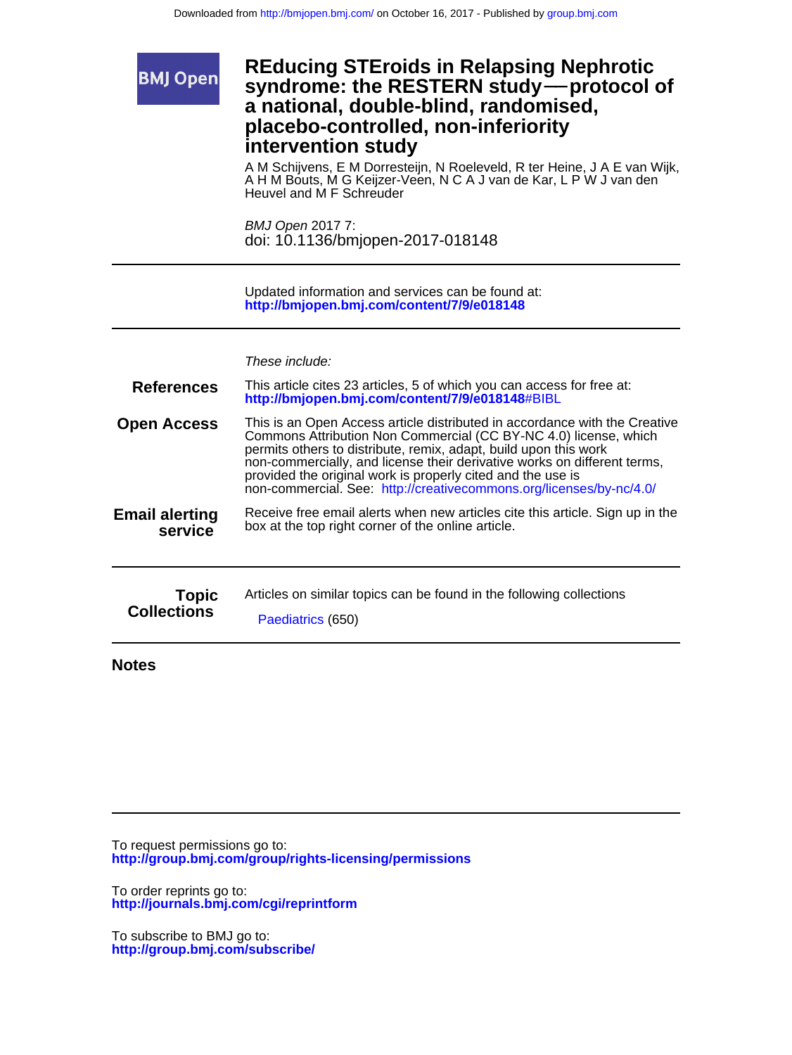Downloaded from http://bmjopen.bmj.com/ on October 16, 2017 - Published by group.bmj.com

BMJ Open

# REducing STEroids in Relapsing Nephrotic syndrome: the RESTERN study—protocol of a national, double-blind, randomised, placebo-controlled, non-inferiority intervention study

A M Schijvens, E M Dorresteijn, N Roeleveld, R ter Heine, J A E van Wijk, A H M Bouts, M G Keijzer-Veen, N C A J van de Kar, L P W J van den Heuvel and M F Schreuder

*BMJ Open* 2017 7:
doi: 10.1136/bmjopen-2017-018148

Updated information and services can be found at:
**http://bmjopen.bmj.com/content/7/9/e018148**

*These include:*

**References**
This article cites 23 articles, 5 of which you can access for free at:
**http://bmjopen.bmj.com/content/7/9/e018148**#BIBL

**Open Access**
This is an Open Access article distributed in accordance with the Creative Commons Attribution Non Commercial (CC BY-NC 4.0) license, which permits others to distribute, remix, adapt, build upon this work non-commercially, and license their derivative works on different terms, provided the original work is properly cited and the use is non-commercial. See: http://creativecommons.org/licenses/by-nc/4.0/

**Email alerting service**
Receive free email alerts when new articles cite this article. Sign up in the box at the top right corner of the online article.

**Topic Collections**
Articles on similar topics can be found in the following collections

Paediatrics (650)

## Notes

To request permissions go to:
**http://group.bmj.com/group/rights-licensing/permissions**

To order reprints go to:
**http://journals.bmj.com/cgi/reprintform**

To subscribe to BMJ go to:
**http://group.bmj.com/subscribe/**